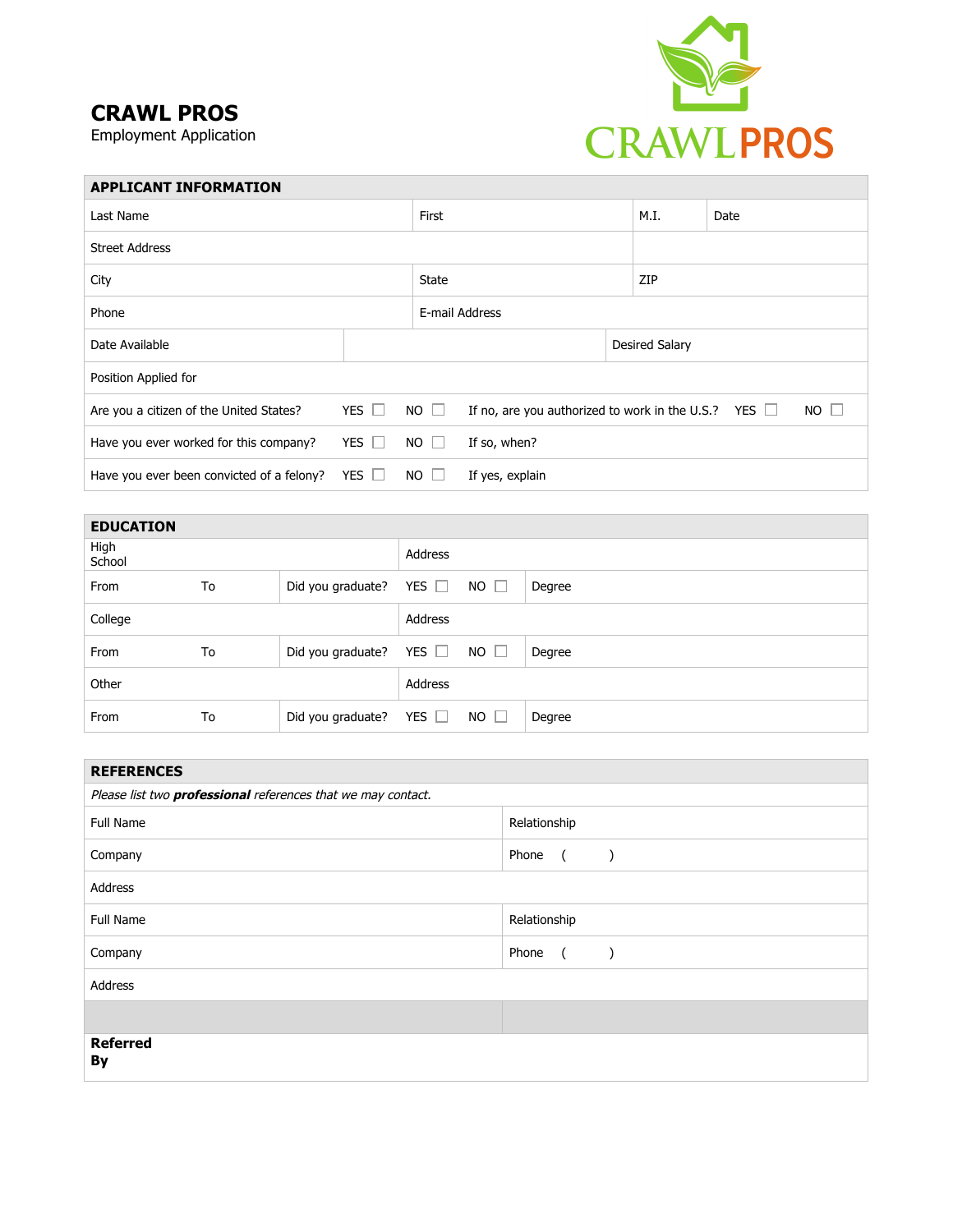# CRAWL PROS

Employment Application

CRAWL PROS

## APPLICANT INFORMATION

| Last Name | First | M.I. | Date |
|---|---|---|---|
| Street Address | | | |
| City | State | ZIP | |
| Phone | E-mail Address | | |
| Date Available | | Desired Salary | |
| Position Applied for | | | |

| | | | | | |
|---|---|---|---|---|---|
| Are you a citizen of the United States? | YES ☐ | NO ☐ | If no, are you authorized to work in the U.S.? | YES ☐ | NO ☐ |
| Have you ever worked for this company? | YES ☐ | NO ☐ | If so, when? | | |
| Have you ever been convicted of a felony? | YES ☐ | NO ☐ | If yes, explain | | |

## EDUCATION

| | | | | | |
|---|---|---|---|---|---|
| High School | | | Address | | |
| From | To | Did you graduate? | YES ☐ | NO ☐ | Degree |
| College | | | Address | | |
| From | To | Did you graduate? | YES ☐ | NO ☐ | Degree |
| Other | | | Address | | |
| From | To | Did you graduate? | YES ☐ | NO ☐ | Degree |

## REFERENCES

*Please list two **professional** references that we may contact.*

| | |
|---|---|
| Full Name | Relationship |
| Company | Phone ( ) |
| Address | |
| Full Name | Relationship |
| Company | Phone ( ) |
| Address | |

**Referred By**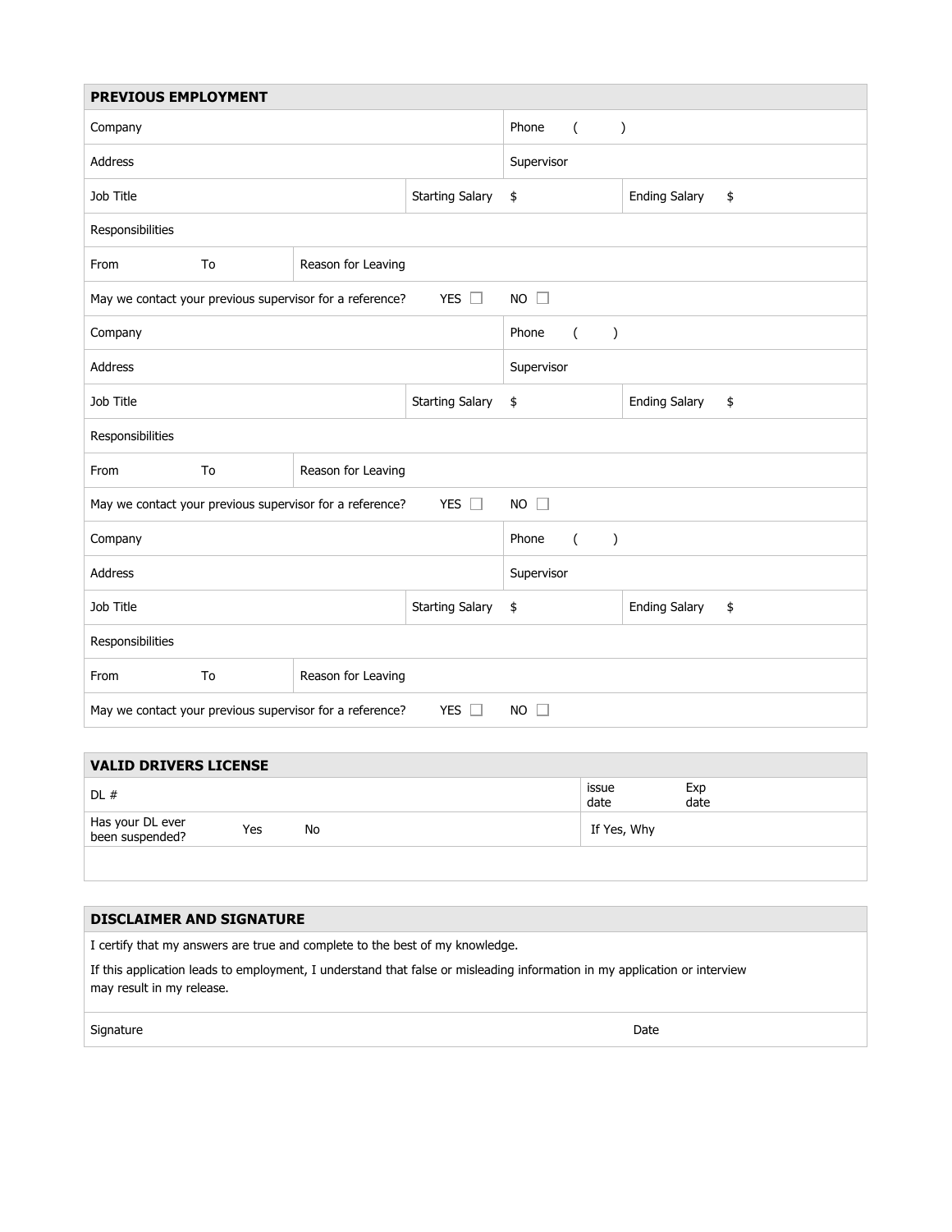## PREVIOUS EMPLOYMENT

| | | | | |
|---|---|---|---|---|
| Company | | | Phone ( ) | |
| Address | | | Supervisor | |
| Job Title | | Starting Salary | $ | Ending Salary $ |
| Responsibilities | | | | |
| From To | Reason for Leaving | | | |
| May we contact your previous supervisor for a reference? | | YES ☐ | NO ☐ | |
| Company | | | Phone ( ) | |
| Address | | | Supervisor | |
| Job Title | | Starting Salary | $ | Ending Salary $ |
| Responsibilities | | | | |
| From To | Reason for Leaving | | | |
| May we contact your previous supervisor for a reference? | | YES ☐ | NO ☐ | |
| Company | | | Phone ( ) | |
| Address | | | Supervisor | |
| Job Title | | Starting Salary | $ | Ending Salary $ |
| Responsibilities | | | | |
| From To | Reason for Leaving | | | |
| May we contact your previous supervisor for a reference? | | YES ☐ | NO ☐ | |

## VALID DRIVERS LICENSE

| | | | | |
|---|---|---|---|---|
| DL # | | | issue date | Exp date |
| Has your DL ever been suspended? | Yes | No | If Yes, Why | |
| | | | | |

## DISCLAIMER AND SIGNATURE

I certify that my answers are true and complete to the best of my knowledge.

If this application leads to employment, I understand that false or misleading information in my application or interview may result in my release.

| | |
|---|---|
| Signature | Date |